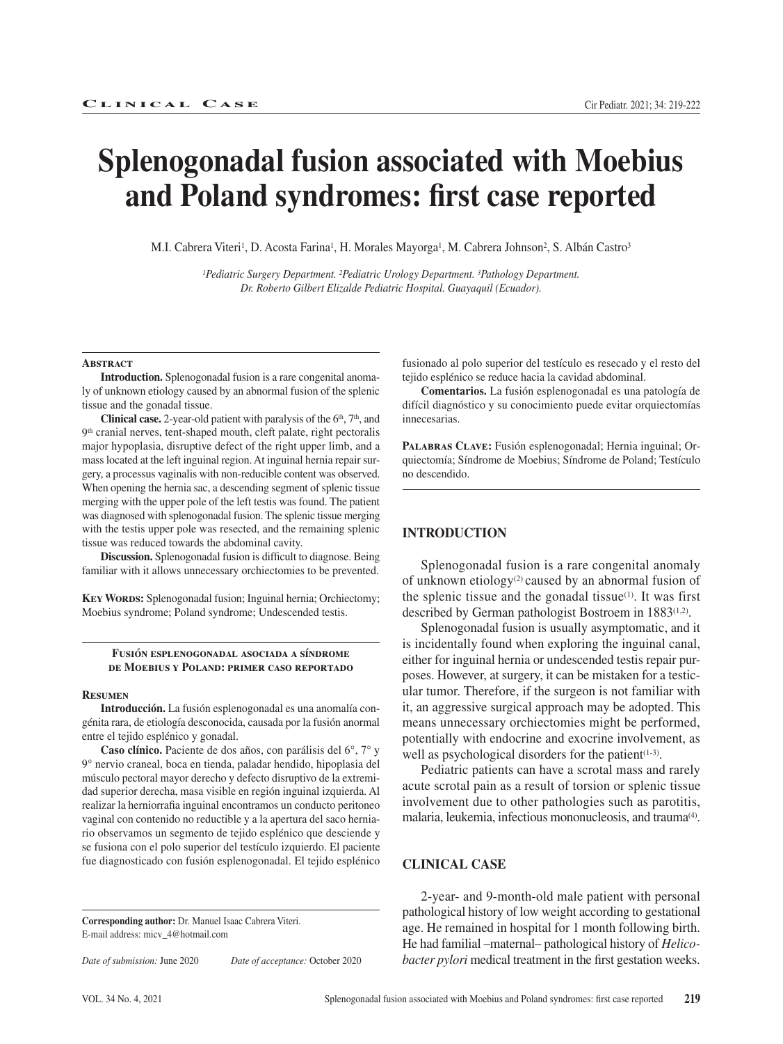# Splenogonadal fusion associated with Moebius and Poland syndromes: first case reported

M.I. Cabrera Viteri[1], D. Acosta Farina[1], H. Morales Mayorga[1], M. Cabrera Johnson[2], S. Albán Castro[3]

*[1]Pediatric Surgery Department. [2]Pediatric Urology Department. [3]Pathology Department. Dr. Roberto Gilbert Elizalde Pediatric Hospital. Guayaquil (Ecuador).*

### Abstract

**Introduction.** Splenogonadal fusion is a rare congenital anomaly of unknown etiology caused by an abnormal fusion of the splenic tissue and the gonadal tissue.

**Clinical case.** 2-year-old patient with paralysis of the 6th, 7th, and 9th cranial nerves, tent-shaped mouth, cleft palate, right pectoralis major hypoplasia, disruptive defect of the right upper limb, and a mass located at the left inguinal region. At inguinal hernia repair surgery, a processus vaginalis with non-reducible content was observed. When opening the hernia sac, a descending segment of splenic tissue merging with the upper pole of the left testis was found. The patient was diagnosed with splenogonadal fusion. The splenic tissue merging with the testis upper pole was resected, and the remaining splenic tissue was reduced towards the abdominal cavity.

**Discussion.** Splenogonadal fusion is difficult to diagnose. Being familiar with it allows unnecessary orchiectomies to be prevented.

**Key Words:** Splenogonadal fusion; Inguinal hernia; Orchiectomy; Moebius syndrome; Poland syndrome; Undescended testis.

### Fusión esplenogonadal asociada a síndrome de Moebius y Poland: primer caso reportado

### Resumen

**Introducción.** La fusión esplenogonadal es una anomalía congénita rara, de etiología desconocida, causada por la fusión anormal entre el tejido esplénico y gonadal.

**Caso clínico.** Paciente de dos años, con parálisis del 6°, 7° y 9° nervio craneal, boca en tienda, paladar hendido, hipoplasia del músculo pectoral mayor derecho y defecto disruptivo de la extremidad superior derecha, masa visible en región inguinal izquierda. Al realizar la herniorrafia inguinal encontramos un conducto peritoneo vaginal con contenido no reductible y a la apertura del saco herniario observamos un segmento de tejido esplénico que desciende y se fusiona con el polo superior del testículo izquierdo. El paciente fue diagnosticado con fusión esplenogonadal. El tejido esplénico fusionado al polo superior del testículo es resecado y el resto del tejido esplénico se reduce hacia la cavidad abdominal.

**Comentarios.** La fusión esplenogonadal es una patología de difícil diagnóstico y su conocimiento puede evitar orquiectomías innecesarias.

**Palabras Clave:** Fusión esplenogonadal; Hernia inguinal; Orquiectomía; Síndrome de Moebius; Síndrome de Poland; Testículo no descendido.

**Corresponding author:** Dr. Manuel Isaac Cabrera Viteri.
E-mail address: micv_4@hotmail.com

*Date of submission:* June 2020 *Date of acceptance:* October 2020

## INTRODUCTION

Splenogonadal fusion is a rare congenital anomaly of unknown etiology[2] caused by an abnormal fusion of the splenic tissue and the gonadal tissue[1]. It was first described by German pathologist Bostroem in 1883[1,2].

Splenogonadal fusion is usually asymptomatic, and it is incidentally found when exploring the inguinal canal, either for inguinal hernia or undescended testis repair purposes. However, at surgery, it can be mistaken for a testicular tumor. Therefore, if the surgeon is not familiar with it, an aggressive surgical approach may be adopted. This means unnecessary orchiectomies might be performed, potentially with endocrine and exocrine involvement, as well as psychological disorders for the patient[1-3].

Pediatric patients can have a scrotal mass and rarely acute scrotal pain as a result of torsion or splenic tissue involvement due to other pathologies such as parotitis, malaria, leukemia, infectious mononucleosis, and trauma[4].

## CLINICAL CASE

2-year- and 9-month-old male patient with personal pathological history of low weight according to gestational age. He remained in hospital for 1 month following birth. He had familial –maternal– pathological history of *Helicobacter pylori* medical treatment in the first gestation weeks.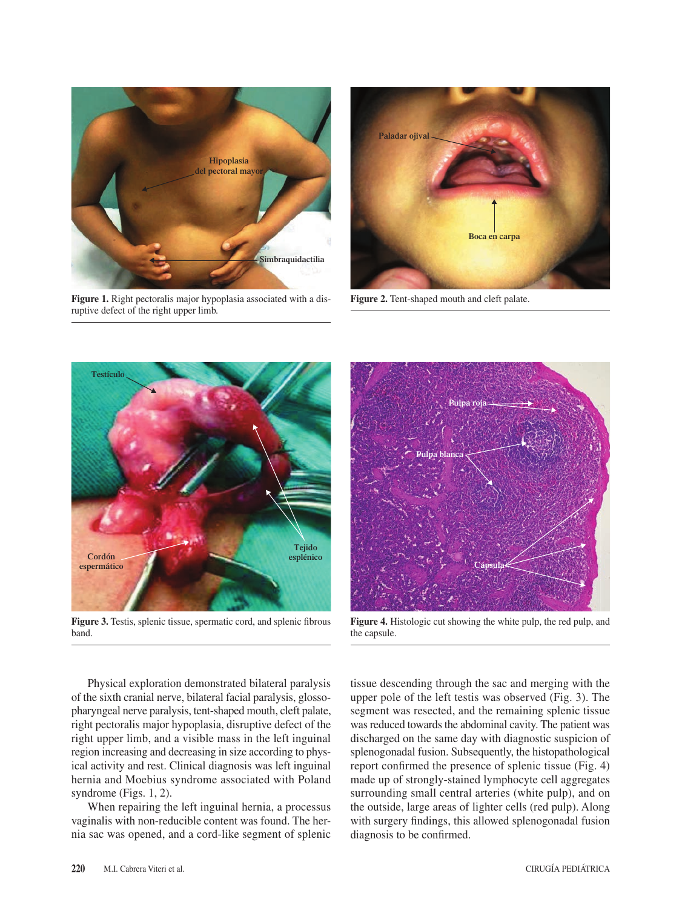Figure 1. Right pectoralis major hypoplasia associated with a disruptive defect of the right upper limb.

Figure 2. Tent-shaped mouth and cleft palate.

Figure 3. Testis, splenic tissue, spermatic cord, and splenic fibrous band.

Figure 4. Histologic cut showing the white pulp, the red pulp, and the capsule.

Physical exploration demonstrated bilateral paralysis of the sixth cranial nerve, bilateral facial paralysis, glossopharyngeal nerve paralysis, tent-shaped mouth, cleft palate, right pectoralis major hypoplasia, disruptive defect of the right upper limb, and a visible mass in the left inguinal region increasing and decreasing in size according to physical activity and rest. Clinical diagnosis was left inguinal hernia and Moebius syndrome associated with Poland syndrome (Figs. 1, 2).

When repairing the left inguinal hernia, a processus vaginalis with non-reducible content was found. The hernia sac was opened, and a cord-like segment of splenic tissue descending through the sac and merging with the upper pole of the left testis was observed (Fig. 3). The segment was resected, and the remaining splenic tissue was reduced towards the abdominal cavity. The patient was discharged on the same day with diagnostic suspicion of splenogonadal fusion. Subsequently, the histopathological report confirmed the presence of splenic tissue (Fig. 4) made up of strongly-stained lymphocyte cell aggregates surrounding small central arteries (white pulp), and on the outside, large areas of lighter cells (red pulp). Along with surgery findings, this allowed splenogonadal fusion diagnosis to be confirmed.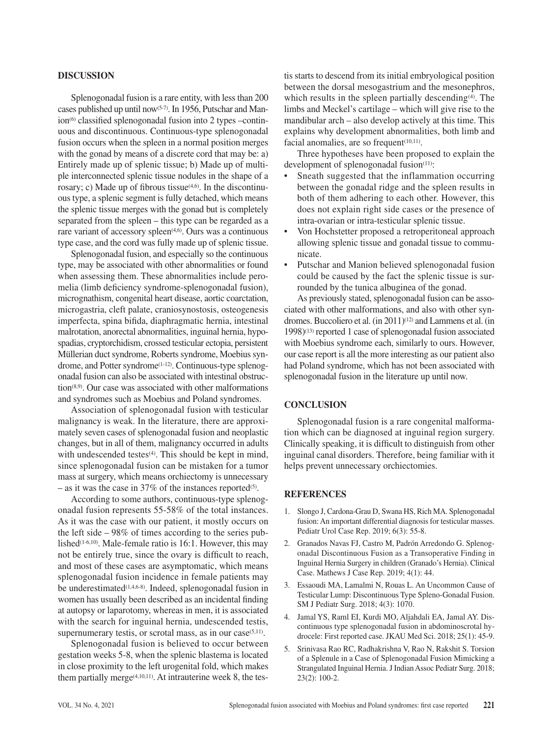## DISCUSSION

Splenogonadal fusion is a rare entity, with less than 200 cases published up until now[5-7]. In 1956, Putschar and Manion[6] classified splenogonadal fusion into 2 types –continuous and discontinuous. Continuous-type splenogonadal fusion occurs when the spleen in a normal position merges with the gonad by means of a discrete cord that may be: a) Entirely made up of splenic tissue; b) Made up of multiple interconnected splenic tissue nodules in the shape of a rosary; c) Made up of fibrous tissue[4,6]. In the discontinuous type, a splenic segment is fully detached, which means the splenic tissue merges with the gonad but is completely separated from the spleen – this type can be regarded as a rare variant of accessory spleen[4,6]. Ours was a continuous type case, and the cord was fully made up of splenic tissue.

Splenogonadal fusion, and especially so the continuous type, may be associated with other abnormalities or found when assessing them. These abnormalities include peromelia (limb deficiency syndrome-splenogonadal fusion), micrognathism, congenital heart disease, aortic coarctation, microgastria, cleft palate, craniosynostosis, osteogenesis imperfecta, spina bifida, diaphragmatic hernia, intestinal malrotation, anorectal abnormalities, inguinal hernia, hypospadias, cryptorchidism, crossed testicular ectopia, persistent Müllerian duct syndrome, Roberts syndrome, Moebius syndrome, and Potter syndrome[1-12]. Continuous-type splenogonadal fusion can also be associated with intestinal obstruction[8,9]. Our case was associated with other malformations and syndromes such as Moebius and Poland syndromes.

Association of splenogonadal fusion with testicular malignancy is weak. In the literature, there are approximately seven cases of splenogonadal fusion and neoplastic changes, but in all of them, malignancy occurred in adults with undescended testes[4]. This should be kept in mind, since splenogonadal fusion can be mistaken for a tumor mass at surgery, which means orchiectomy is unnecessary – as it was the case in 37% of the instances reported[5].

According to some authors, continuous-type splenogonadal fusion represents 55-58% of the total instances. As it was the case with our patient, it mostly occurs on the left side – 98% of times according to the series published[1-6,10]. Male-female ratio is 16:1. However, this may not be entirely true, since the ovary is difficult to reach, and most of these cases are asymptomatic, which means splenogonadal fusion incidence in female patients may be underestimated[1,4,6-8]. Indeed, splenogonadal fusion in women has usually been described as an incidental finding at autopsy or laparotomy, whereas in men, it is associated with the search for inguinal hernia, undescended testis, supernumerary testis, or scrotal mass, as in our case[5,11].

Splenogonadal fusion is believed to occur between gestation weeks 5-8, when the splenic blastema is located in close proximity to the left urogenital fold, which makes them partially merge[4,10,11]. At intrauterine week 8, the testis starts to descend from its initial embryological position between the dorsal mesogastrium and the mesonephros, which results in the spleen partially descending[4]. The limbs and Meckel's cartilage – which will give rise to the mandibular arch – also develop actively at this time. This explains why development abnormalities, both limb and facial anomalies, are so frequent[10,11].

Three hypotheses have been proposed to explain the development of splenogonadal fusion[11]:

- Sneath suggested that the inflammation occurring between the gonadal ridge and the spleen results in both of them adhering to each other. However, this does not explain right side cases or the presence of intra-ovarian or intra-testicular splenic tissue.
- Von Hochstetter proposed a retroperitoneal approach allowing splenic tissue and gonadal tissue to communicate.
- Putschar and Manion believed splenogonadal fusion could be caused by the fact the splenic tissue is surrounded by the tunica albuginea of the gonad.

As previously stated, splenogonadal fusion can be associated with other malformations, and also with other syndromes. Buccoliero et al. (in 2011)[12] and Lammens et al. (in 1998)[13] reported 1 case of splenogonadal fusion associated with Moebius syndrome each, similarly to ours. However, our case report is all the more interesting as our patient also had Poland syndrome, which has not been associated with splenogonadal fusion in the literature up until now.

## CONCLUSION

Splenogonadal fusion is a rare congenital malformation which can be diagnosed at inguinal region surgery. Clinically speaking, it is difficult to distinguish from other inguinal canal disorders. Therefore, being familiar with it helps prevent unnecessary orchiectomies.

## REFERENCES

1. Slongo J, Cardona-Grau D, Swana HS, Rich MA. Splenogonadal fusion: An important differential diagnosis for testicular masses. Pediatr Urol Case Rep. 2019; 6(3): 55-8.
2. Granados Navas FJ, Castro M, Padrón Arredondo G. Splenogonadal Discontinuous Fusion as a Transoperative Finding in Inguinal Hernia Surgery in children (Granado's Hernia). Clinical Case. Mathews J Case Rep. 2019; 4(1): 44.
3. Essaoudi MA, Lamalmi N, Rouas L. An Uncommon Cause of Testicular Lump: Discontinuous Type Spleno-Gonadal Fusion. SM J Pediatr Surg. 2018; 4(3): 1070.
4. Jamal YS, Raml EI, Kurdi MO, Aljahdali EA, Jamal AY. Discontinuous type splenogonadal fusion in abdominoscrotal hydrocele: First reported case. JKAU Med Sci. 2018; 25(1): 45-9.
5. Srinivasa Rao RC, Radhakrishna V, Rao N, Rakshit S. Torsion of a Splenule in a Case of Splenogonadal Fusion Mimicking a Strangulated Inguinal Hernia. J Indian Assoc Pediatr Surg. 2018; 23(2): 100-2.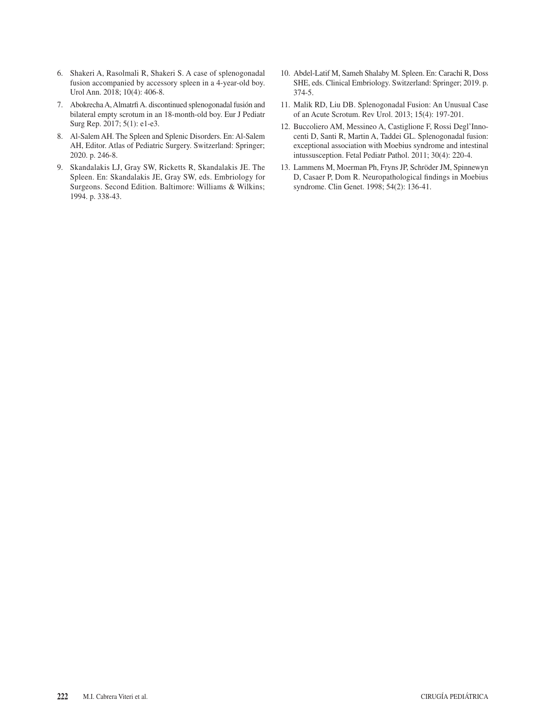6. Shakeri A, Rasolmali R, Shakeri S. A case of splenogonadal fusion accompanied by accessory spleen in a 4-year-old boy. Urol Ann. 2018; 10(4): 406-8.
7. Abokrecha A, Almatrfi A. discontinued splenogonadal fusión and bilateral empty scrotum in an 18-month-old boy. Eur J Pediatr Surg Rep. 2017; 5(1): e1-e3.
8. Al-Salem AH. The Spleen and Splenic Disorders. En: Al-Salem AH, Editor. Atlas of Pediatric Surgery. Switzerland: Springer; 2020. p. 246-8.
9. Skandalakis LJ, Gray SW, Ricketts R, Skandalakis JE. The Spleen. En: Skandalakis JE, Gray SW, eds. Embriology for Surgeons. Second Edition. Baltimore: Williams & Wilkins; 1994. p. 338-43.
10. Abdel-Latif M, Sameh Shalaby M. Spleen. En: Carachi R, Doss SHE, eds. Clinical Embriology. Switzerland: Springer; 2019. p. 374-5.
11. Malik RD, Liu DB. Splenogonadal Fusion: An Unusual Case of an Acute Scrotum. Rev Urol. 2013; 15(4): 197-201.
12. Buccoliero AM, Messineo A, Castiglione F, Rossi Degl'Innocenti D, Santi R, Martin A, Taddei GL. Splenogonadal fusion: exceptional association with Moebius syndrome and intestinal intussusception. Fetal Pediatr Pathol. 2011; 30(4): 220-4.
13. Lammens M, Moerman Ph, Fryns JP, Schröder JM, Spinnewyn D, Casaer P, Dom R. Neuropathological findings in Moebius syndrome. Clin Genet. 1998; 54(2): 136-41.